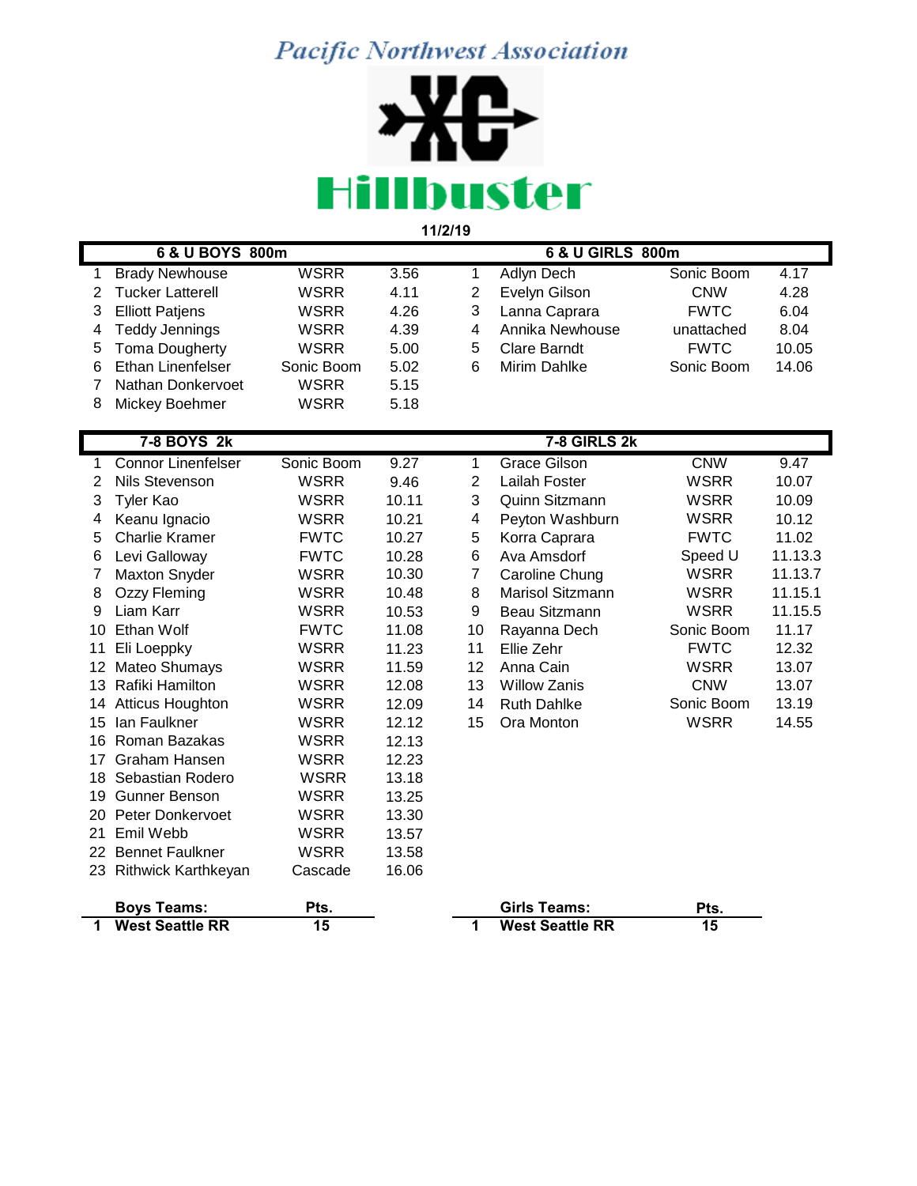# Pacific Northwest Association

# XC Hillbuster

**11/2/19**

| | 6 & U BOYS 800m | | | | 6 & U GIRLS 800m | | |
|---|---|---|---|---|---|---|---|
| 1 | Brady Newhouse | WSRR | 3.56 | 1 | Adlyn Dech | Sonic Boom | 4.17 |
| 2 | Tucker Latterell | WSRR | 4.11 | 2 | Evelyn Gilson | CNW | 4.28 |
| 3 | Elliott Patjens | WSRR | 4.26 | 3 | Lanna Caprara | FWTC | 6.04 |
| 4 | Teddy Jennings | WSRR | 4.39 | 4 | Annika Newhouse | unattached | 8.04 |
| 5 | Toma Dougherty | WSRR | 5.00 | 5 | Clare Barndt | FWTC | 10.05 |
| 6 | Ethan Linenfelser | Sonic Boom | 5.02 | 6 | Mirim Dahlke | Sonic Boom | 14.06 |
| 7 | Nathan Donkervoet | WSRR | 5.15 | | | | |
| 8 | Mickey Boehmer | WSRR | 5.18 | | | | |

| | 7-8 BOYS 2k | | | | 7-8 GIRLS 2k | | |
|---|---|---|---|---|---|---|---|
| 1 | Connor Linenfelser | Sonic Boom | 9.27 | 1 | Grace Gilson | CNW | 9.47 |
| 2 | Nils Stevenson | WSRR | 9.46 | 2 | Lailah Foster | WSRR | 10.07 |
| 3 | Tyler Kao | WSRR | 10.11 | 3 | Quinn Sitzmann | WSRR | 10.09 |
| 4 | Keanu Ignacio | WSRR | 10.21 | 4 | Peyton Washburn | WSRR | 10.12 |
| 5 | Charlie Kramer | FWTC | 10.27 | 5 | Korra Caprara | FWTC | 11.02 |
| 6 | Levi Galloway | FWTC | 10.28 | 6 | Ava Amsdorf | Speed U | 11.13.3 |
| 7 | Maxton Snyder | WSRR | 10.30 | 7 | Caroline Chung | WSRR | 11.13.7 |
| 8 | Ozzy Fleming | WSRR | 10.48 | 8 | Marisol Sitzmann | WSRR | 11.15.1 |
| 9 | Liam Karr | WSRR | 10.53 | 9 | Beau Sitzmann | WSRR | 11.15.5 |
| 10 | Ethan Wolf | FWTC | 11.08 | 10 | Rayanna Dech | Sonic Boom | 11.17 |
| 11 | Eli Loeppky | WSRR | 11.23 | 11 | Ellie Zehr | FWTC | 12.32 |
| 12 | Mateo Shumays | WSRR | 11.59 | 12 | Anna Cain | WSRR | 13.07 |
| 13 | Rafiki Hamilton | WSRR | 12.08 | 13 | Willow Zanis | CNW | 13.07 |
| 14 | Atticus Houghton | WSRR | 12.09 | 14 | Ruth Dahlke | Sonic Boom | 13.19 |
| 15 | Ian Faulkner | WSRR | 12.12 | 15 | Ora Monton | WSRR | 14.55 |
| 16 | Roman Bazakas | WSRR | 12.13 | | | | |
| 17 | Graham Hansen | WSRR | 12.23 | | | | |
| 18 | Sebastian Rodero | WSRR | 13.18 | | | | |
| 19 | Gunner Benson | WSRR | 13.25 | | | | |
| 20 | Peter Donkervoet | WSRR | 13.30 | | | | |
| 21 | Emil Webb | WSRR | 13.57 | | | | |
| 22 | Bennet Faulkner | WSRR | 13.58 | | | | |
| 23 | Rithwick Karthkeyan | Cascade | 16.06 | | | | |

| | Boys Teams: | Pts. | | Girls Teams: | Pts. |
|---|---|---|---|---|---|
| **1** | **West Seattle RR** | **15** | **1** | **West Seattle RR** | **15** |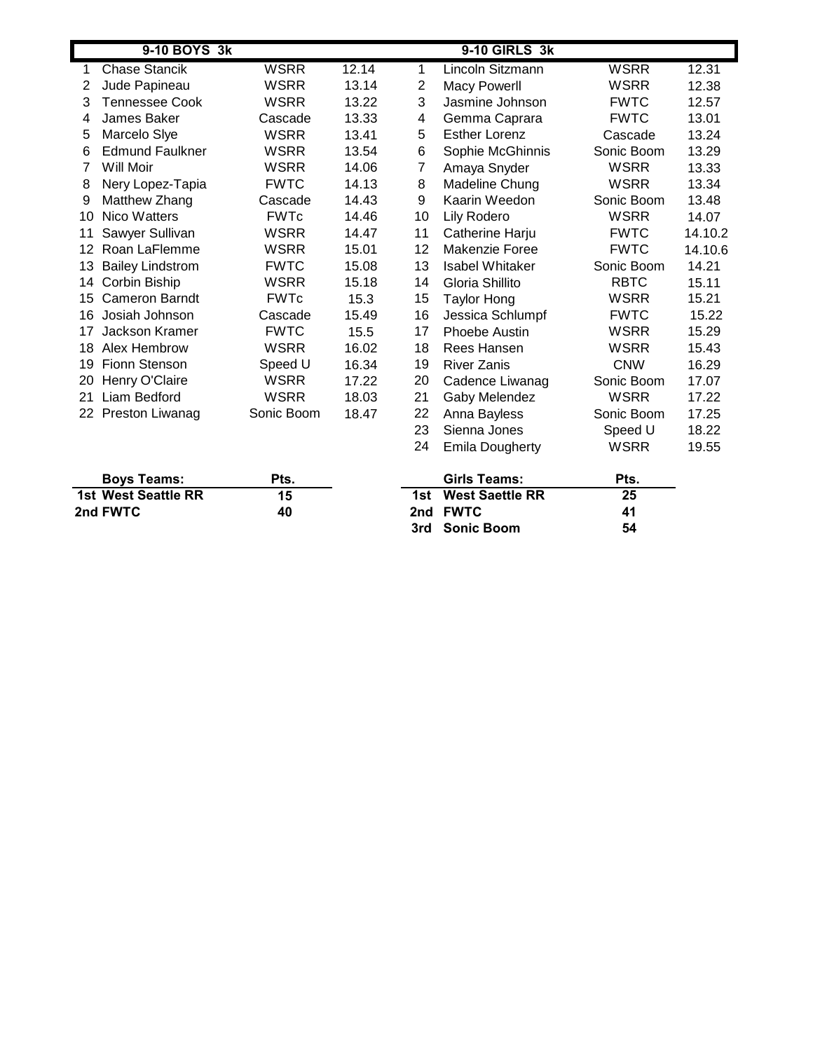| | 9-10 BOYS 3k | | | | 9-10 GIRLS 3k | | |
|---|---|---|---|---|---|---|---|
| 1 | Chase Stancik | WSRR | 12.14 | 1 | Lincoln Sitzmann | WSRR | 12.31 |
| 2 | Jude Papineau | WSRR | 13.14 | 2 | Macy Powerll | WSRR | 12.38 |
| 3 | Tennessee Cook | WSRR | 13.22 | 3 | Jasmine Johnson | FWTC | 12.57 |
| 4 | James Baker | Cascade | 13.33 | 4 | Gemma Caprara | FWTC | 13.01 |
| 5 | Marcelo Slye | WSRR | 13.41 | 5 | Esther Lorenz | Cascade | 13.24 |
| 6 | Edmund Faulkner | WSRR | 13.54 | 6 | Sophie McGhinnis | Sonic Boom | 13.29 |
| 7 | Will Moir | WSRR | 14.06 | 7 | Amaya Snyder | WSRR | 13.33 |
| 8 | Nery Lopez-Tapia | FWTC | 14.13 | 8 | Madeline Chung | WSRR | 13.34 |
| 9 | Matthew Zhang | Cascade | 14.43 | 9 | Kaarin Weedon | Sonic Boom | 13.48 |
| 10 | Nico Watters | FWTc | 14.46 | 10 | Lily Rodero | WSRR | 14.07 |
| 11 | Sawyer Sullivan | WSRR | 14.47 | 11 | Catherine Harju | FWTC | 14.10.2 |
| 12 | Roan LaFlemme | WSRR | 15.01 | 12 | Makenzie Foree | FWTC | 14.10.6 |
| 13 | Bailey Lindstrom | FWTC | 15.08 | 13 | Isabel Whitaker | Sonic Boom | 14.21 |
| 14 | Corbin Biship | WSRR | 15.18 | 14 | Gloria Shillito | RBTC | 15.11 |
| 15 | Cameron Barndt | FWTc | 15.3 | 15 | Taylor Hong | WSRR | 15.21 |
| 16 | Josiah Johnson | Cascade | 15.49 | 16 | Jessica Schlumpf | FWTC | 15.22 |
| 17 | Jackson Kramer | FWTC | 15.5 | 17 | Phoebe Austin | WSRR | 15.29 |
| 18 | Alex Hembrow | WSRR | 16.02 | 18 | Rees Hansen | WSRR | 15.43 |
| 19 | Fionn Stenson | Speed U | 16.34 | 19 | River Zanis | CNW | 16.29 |
| 20 | Henry O'Claire | WSRR | 17.22 | 20 | Cadence Liwanag | Sonic Boom | 17.07 |
| 21 | Liam Bedford | WSRR | 18.03 | 21 | Gaby Melendez | WSRR | 17.22 |
| 22 | Preston Liwanag | Sonic Boom | 18.47 | 22 | Anna Bayless | Sonic Boom | 17.25 |
| | | | | 23 | Sienna Jones | Speed U | 18.22 |
| | | | | 24 | Emila Dougherty | WSRR | 19.55 |

| Boys Teams: | Pts. | | Girls Teams: | Pts. |
|---|---|---|---|---|
| **1st West Seattle RR** | **15** | **1st** | **West Saettle RR** | **25** |
| **2nd FWTC** | **40** | **2nd** | **FWTC** | **41** |
| | | **3rd** | **Sonic Boom** | **54** |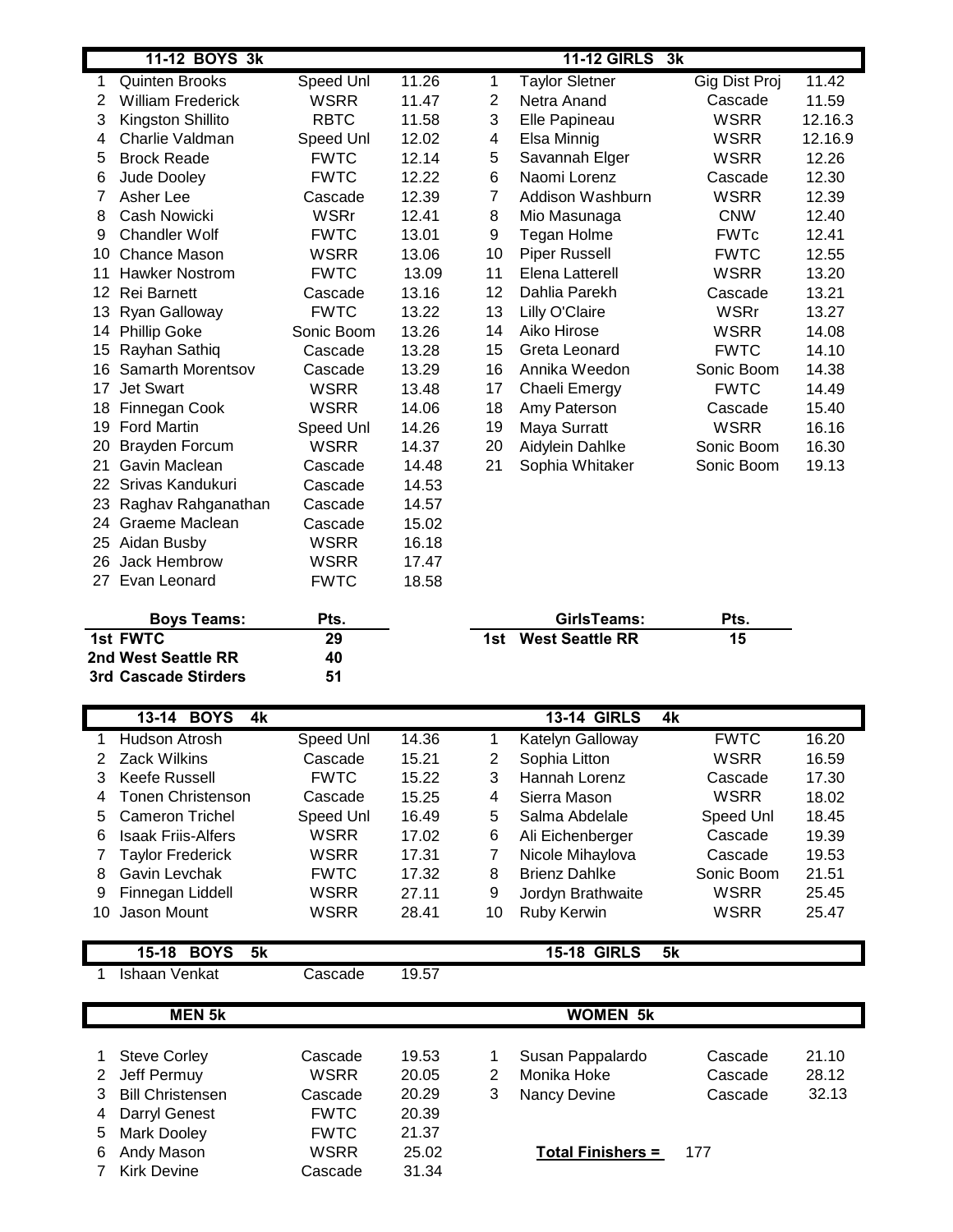## 11-12 BOYS 3k

| | | | |
|---|---|---|---|
| 1 | Quinten Brooks | Speed Unl | 11.26 |
| 2 | William Frederick | WSRR | 11.47 |
| 3 | Kingston Shillito | RBTC | 11.58 |
| 4 | Charlie Valdman | Speed Unl | 12.02 |
| 5 | Brock Reade | FWTC | 12.14 |
| 6 | Jude Dooley | FWTC | 12.22 |
| 7 | Asher Lee | Cascade | 12.39 |
| 8 | Cash Nowicki | WSRr | 12.41 |
| 9 | Chandler Wolf | FWTC | 13.01 |
| 10 | Chance Mason | WSRR | 13.06 |
| 11 | Hawker Nostrom | FWTC | 13.09 |
| 12 | Rei Barnett | Cascade | 13.16 |
| 13 | Ryan Galloway | FWTC | 13.22 |
| 14 | Phillip Goke | Sonic Boom | 13.26 |
| 15 | Rayhan Sathiq | Cascade | 13.28 |
| 16 | Samarth Morentsov | Cascade | 13.29 |
| 17 | Jet Swart | WSRR | 13.48 |
| 18 | Finnegan Cook | WSRR | 14.06 |
| 19 | Ford Martin | Speed Unl | 14.26 |
| 20 | Brayden Forcum | WSRR | 14.37 |
| 21 | Gavin Maclean | Cascade | 14.48 |
| 22 | Srivas Kandukuri | Cascade | 14.53 |
| 23 | Raghav Rahganathan | Cascade | 14.57 |
| 24 | Graeme Maclean | Cascade | 15.02 |
| 25 | Aidan Busby | WSRR | 16.18 |
| 26 | Jack Hembrow | WSRR | 17.47 |
| 27 | Evan Leonard | FWTC | 18.58 |

| Boys Teams: | Pts. |
|---|---|
| 1st FWTC | 29 |
| 2nd West Seattle RR | 40 |
| 3rd Cascade Stirders | 51 |

## 11-12 GIRLS 3k

| | | | |
|---|---|---|---|
| 1 | Taylor Sletner | Gig Dist Proj | 11.42 |
| 2 | Netra Anand | Cascade | 11.59 |
| 3 | Elle Papineau | WSRR | 12.16.3 |
| 4 | Elsa Minnig | WSRR | 12.16.9 |
| 5 | Savannah Elger | WSRR | 12.26 |
| 6 | Naomi Lorenz | Cascade | 12.30 |
| 7 | Addison Washburn | WSRR | 12.39 |
| 8 | Mio Masunaga | CNW | 12.40 |
| 9 | Tegan Holme | FWTc | 12.41 |
| 10 | Piper Russell | FWTC | 12.55 |
| 11 | Elena Latterell | WSRR | 13.20 |
| 12 | Dahlia Parekh | Cascade | 13.21 |
| 13 | Lilly O'Claire | WSRr | 13.27 |
| 14 | Aiko Hirose | WSRR | 14.08 |
| 15 | Greta Leonard | FWTC | 14.10 |
| 16 | Annika Weedon | Sonic Boom | 14.38 |
| 17 | Chaeli Emergy | FWTC | 14.49 |
| 18 | Amy Paterson | Cascade | 15.40 |
| 19 | Maya Surratt | WSRR | 16.16 |
| 20 | Aidylein Dahlke | Sonic Boom | 16.30 |
| 21 | Sophia Whitaker | Sonic Boom | 19.13 |

| GirlsTeams: | Pts. |
|---|---|
| 1st West Seattle RR | 15 |

## 13-14 BOYS 4k

| | | | |
|---|---|---|---|
| 1 | Hudson Atrosh | Speed Unl | 14.36 |
| 2 | Zack Wilkins | Cascade | 15.21 |
| 3 | Keefe Russell | FWTC | 15.22 |
| 4 | Tonen Christenson | Cascade | 15.25 |
| 5 | Cameron Trichel | Speed Unl | 16.49 |
| 6 | Isaak Friis-Alfers | WSRR | 17.02 |
| 7 | Taylor Frederick | WSRR | 17.31 |
| 8 | Gavin Levchak | FWTC | 17.32 |
| 9 | Finnegan Liddell | WSRR | 27.11 |
| 10 | Jason Mount | WSRR | 28.41 |

## 13-14 GIRLS 4k

| | | | |
|---|---|---|---|
| 1 | Katelyn Galloway | FWTC | 16.20 |
| 2 | Sophia Litton | WSRR | 16.59 |
| 3 | Hannah Lorenz | Cascade | 17.30 |
| 4 | Sierra Mason | WSRR | 18.02 |
| 5 | Salma Abdelale | Speed Unl | 18.45 |
| 6 | Ali Eichenberger | Cascade | 19.39 |
| 7 | Nicole Mihaylova | Cascade | 19.53 |
| 8 | Brienz Dahlke | Sonic Boom | 21.51 |
| 9 | Jordyn Brathwaite | WSRR | 25.45 |
| 10 | Ruby Kerwin | WSRR | 25.47 |

## 15-18 BOYS 5k

| | | | |
|---|---|---|---|
| 1 | Ishaan Venkat | Cascade | 19.57 |

## 15-18 GIRLS 5k

## MEN 5k

| | | | |
|---|---|---|---|
| 1 | Steve Corley | Cascade | 19.53 |
| 2 | Jeff Permuy | WSRR | 20.05 |
| 3 | Bill Christensen | Cascade | 20.29 |
| 4 | Darryl Genest | FWTC | 20.39 |
| 5 | Mark Dooley | FWTC | 21.37 |
| 6 | Andy Mason | WSRR | 25.02 |
| 7 | Kirk Devine | Cascade | 31.34 |

## WOMEN 5k

| | | | |
|---|---|---|---|
| 1 | Susan Pappalardo | Cascade | 21.10 |
| 2 | Monika Hoke | Cascade | 28.12 |
| 3 | Nancy Devine | Cascade | 32.13 |

**Total Finishers =** 177